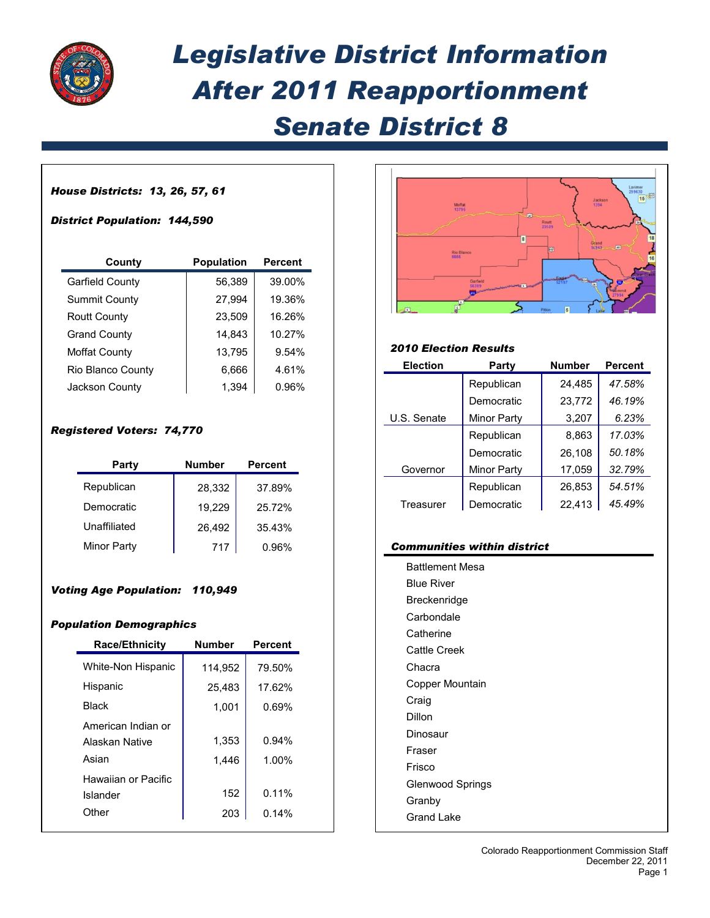# Legislative District Information After 2011 Reapportionment Senate District 8

***House Districts: 13, 26, 57, 61***

***District Population: 144,590***

| County | Population | Percent |
|---|---|---|
| Garfield County | 56,389 | 39.00% |
| Summit County | 27,994 | 19.36% |
| Routt County | 23,509 | 16.26% |
| Grand County | 14,843 | 10.27% |
| Moffat County | 13,795 | 9.54% |
| Rio Blanco County | 6,666 | 4.61% |
| Jackson County | 1,394 | 0.96% |

***Registered Voters: 74,770***

| Party | Number | Percent |
|---|---|---|
| Republican | 28,332 | 37.89% |
| Democratic | 19,229 | 25.72% |
| Unaffiliated | 26,492 | 35.43% |
| Minor Party | 717 | 0.96% |

***Voting Age Population: 110,949***

***Population Demographics***

| Race/Ethnicity | Number | Percent |
|---|---|---|
| White-Non Hispanic | 114,952 | 79.50% |
| Hispanic | 25,483 | 17.62% |
| Black | 1,001 | 0.69% |
| American Indian or Alaskan Native | 1,353 | 0.94% |
| Asian | 1,446 | 1.00% |
| Hawaiian or Pacific Islander | 152 | 0.11% |
| Other | 203 | 0.14% |

Larimer 299630
Jackson 1394
Moffat 13795
Routt 23509
Grand 14843
Rio Blanco 6666
Garfield 56389
Eagle 52197
Summit 27994
Pitkin
Lake
8
15
16
18

***2010 Election Results***

| Election | Party | Number | Percent |
|---|---|---|---|
| U.S. Senate | Republican | 24,485 | *47.58%* |
| | Democratic | 23,772 | *46.19%* |
| | Minor Party | 3,207 | *6.23%* |
| Governor | Republican | 8,863 | *17.03%* |
| | Democratic | 26,108 | *50.18%* |
| | Minor Party | 17,059 | *32.79%* |
| Treasurer | Republican | 26,853 | *54.51%* |
| | Democratic | 22,413 | *45.49%* |

***Communities within district***

- Battlement Mesa
- Blue River
- Breckenridge
- Carbondale
- Catherine
- Cattle Creek
- Chacra
- Copper Mountain
- Craig
- Dillon
- Dinosaur
- Fraser
- Frisco
- Glenwood Springs
- Granby
- Grand Lake

Colorado Reapportionment Commission Staff
December 22, 2011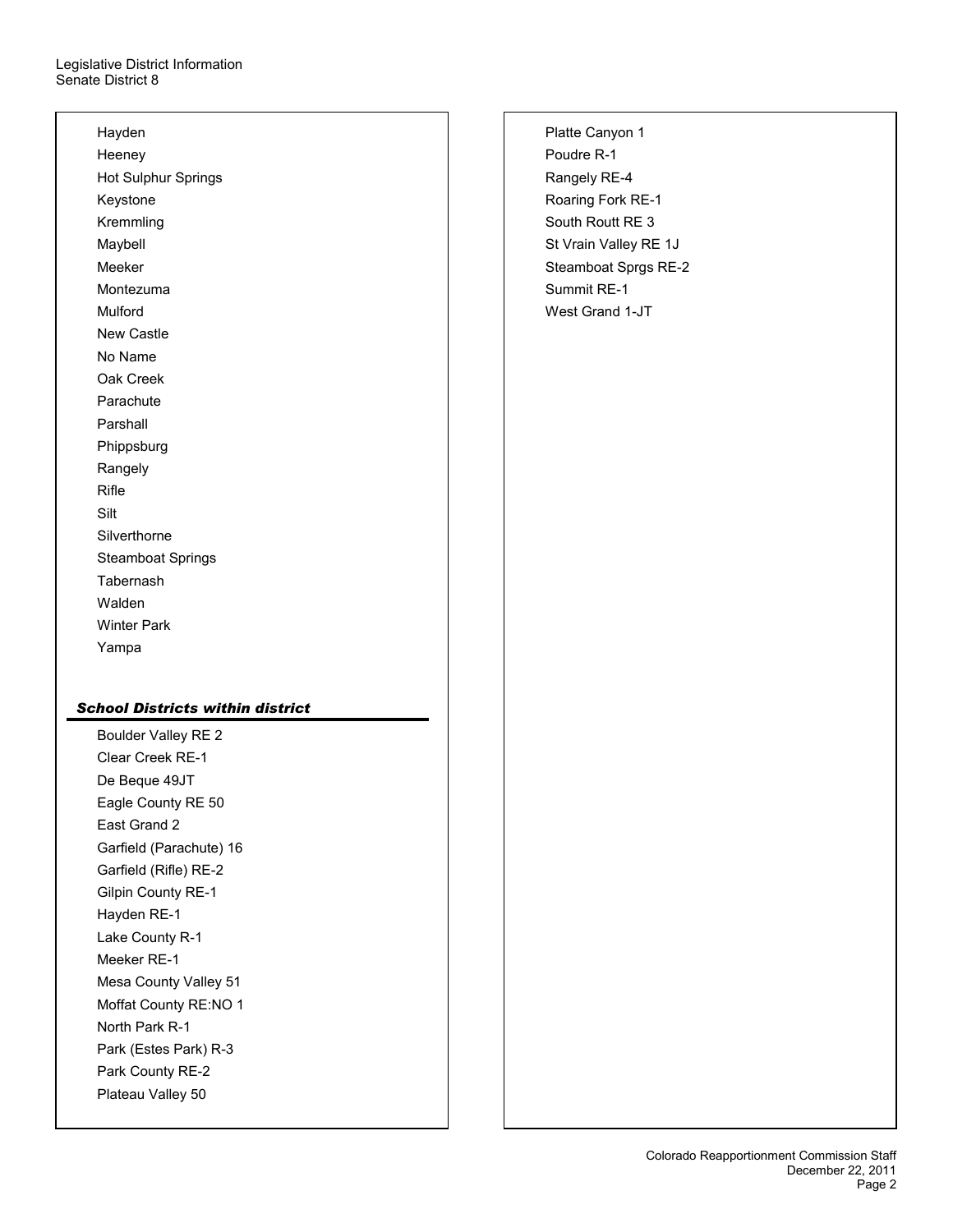- Hayden
- Heeney
- Hot Sulphur Springs
- Keystone
- Kremmling
- Maybell
- Meeker
- Montezuma
- Mulford
- New Castle
- No Name
- Oak Creek
- Parachute
- Parshall
- Phippsburg
- Rangely
- Rifle
- Silt
- Silverthorne
- Steamboat Springs
- Tabernash
- Walden
- Winter Park
- Yampa

### ***School Districts within district***

- Boulder Valley RE 2
- Clear Creek RE-1
- De Beque 49JT
- Eagle County RE 50
- East Grand 2
- Garfield (Parachute) 16
- Garfield (Rifle) RE-2
- Gilpin County RE-1
- Hayden RE-1
- Lake County R-1
- Meeker RE-1
- Mesa County Valley 51
- Moffat County RE:NO 1
- North Park R-1
- Park (Estes Park) R-3
- Park County RE-2
- Plateau Valley 50
- Platte Canyon 1
- Poudre R-1
- Rangely RE-4
- Roaring Fork RE-1
- South Routt RE 3
- St Vrain Valley RE 1J
- Steamboat Sprgs RE-2
- Summit RE-1
- West Grand 1-JT